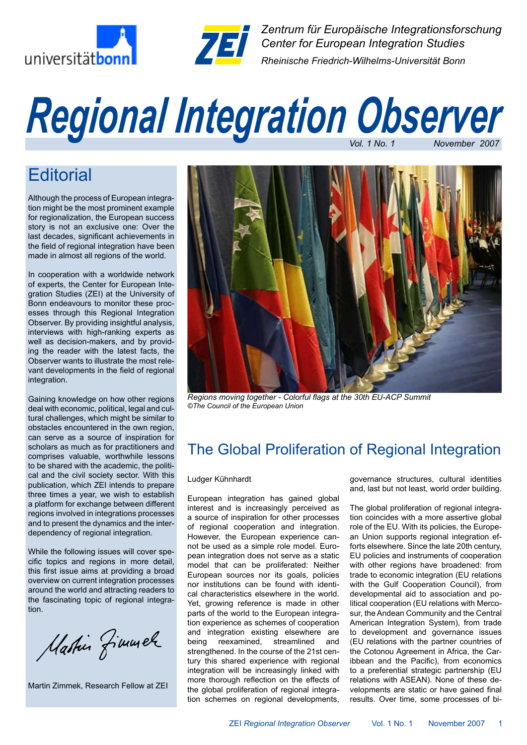Zentrum für Europäische Integrationsforschung
Center for European Integration Studies
Rheinische Friedrich-Wilhelms-Universität Bonn

# Regional Integration Observer

*Vol. 1 No. 1* *November 2007*

## Editorial

Although the process of European integration might be the most prominent example for regionalization, the European success story is not an exclusive one: Over the last decades, significant achievements in the field of regional integration have been made in almost all regions of the world.

In cooperation with a worldwide network of experts, the Center for European Integration Studies (ZEI) at the University of Bonn endeavours to monitor these processes through this Regional Integration Observer. By providing insightful analysis, interviews with high-ranking experts as well as decision-makers, and by providing the reader with the latest facts, the Observer wants to illustrate the most relevant developments in the field of regional integration.

Gaining knowledge on how other regions deal with economic, political, legal and cultural challenges, which might be similar to obstacles encountered in the own region, can serve as a source of inspiration for scholars as much as for practitioners and comprises valuable, worthwhile lessons to be shared with the academic, the political and the civil society sector. With this publication, which ZEI intends to prepare three times a year, we wish to establish a platform for exchange between different regions involved in integrations processes and to present the dynamics and the interdependency of regional integration.

While the following issues will cover specific topics and regions in more detail, this first issue aims at providing a broad overview on current integration processes around the world and attracting readers to the fascinating topic of regional integration.

Martin Zimmek, Research Fellow at ZEI

*Regions moving together - Colorful flags at the 30th EU-ACP Summit*
*©The Council of the European Union*

## The Global Proliferation of Regional Integration

Ludger Kühnhardt

European integration has gained global interest and is increasingly perceived as a source of inspiration for other processes of regional cooperation and integration. However, the European experience cannot be used as a simple role model. European integration does not serve as a static model that can be proliferated: Neither European sources nor its goals, policies nor institutions can be found with identical characteristics elsewhere in the world. Yet, growing reference is made in other parts of the world to the European integration experience as schemes of cooperation and integration existing elsewhere are being reexamined, streamlined and strengthened. In the course of the 21st century this shared experience with regional integration will be increasingly linked with more thorough reflection on the effects of the global proliferation of regional integration schemes on regional developments, governance structures, cultural identities and, last but not least, world order building.

The global proliferation of regional integration coincides with a more assertive global role of the EU. With its policies, the European Union supports regional integration efforts elsewhere. Since the late 20th century, EU policies and instruments of cooperation with other regions have broadened: from trade to economic integration (EU relations with the Gulf Cooperation Council), from developmental aid to association and political cooperation (EU relations with Mercosur, the Andean Community and the Central American Integration System), from trade to development and governance issues (EU relations with the partner countries of the Cotonou Agreement in Africa, the Caribbean and the Pacific), from economics to a preferential strategic partnership (EU relations with ASEAN). None of these developments are static or have gained final results. Over time, some processes of bi-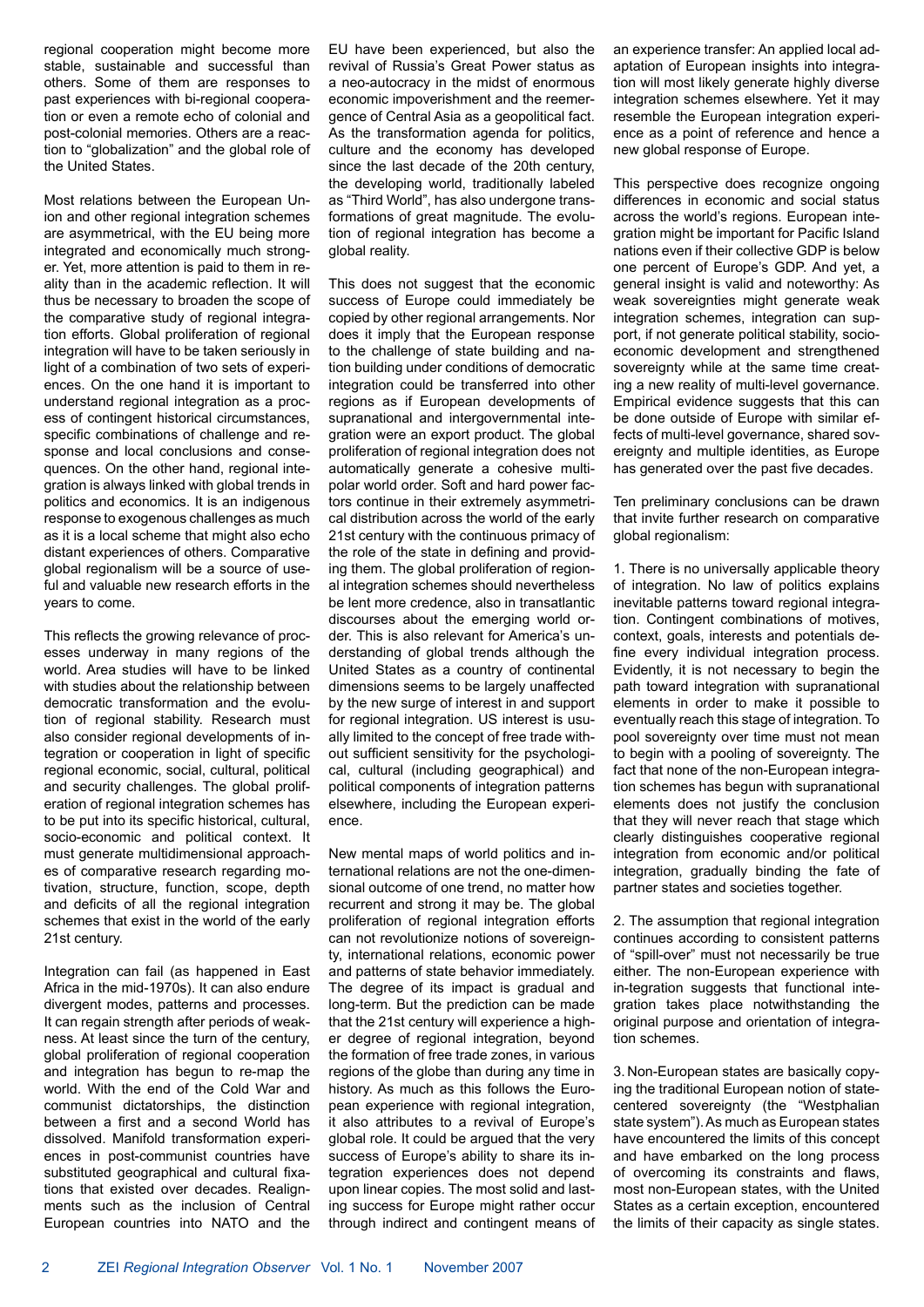regional cooperation might become more stable, sustainable and successful than others. Some of them are responses to past experiences with bi-regional cooperation or even a remote echo of colonial and post-colonial memories. Others are a reaction to "globalization" and the global role of the United States.

Most relations between the European Union and other regional integration schemes are asymmetrical, with the EU being more integrated and economically much stronger. Yet, more attention is paid to them in reality than in the academic reflection. It will thus be necessary to broaden the scope of the comparative study of regional integration efforts. Global proliferation of regional integration will have to be taken seriously in light of a combination of two sets of experiences. On the one hand it is important to understand regional integration as a process of contingent historical circumstances, specific combinations of challenge and response and local conclusions and consequences. On the other hand, regional integration is always linked with global trends in politics and economics. It is an indigenous response to exogenous challenges as much as it is a local scheme that might also echo distant experiences of others. Comparative global regionalism will be a source of useful and valuable new research efforts in the years to come.

This reflects the growing relevance of processes underway in many regions of the world. Area studies will have to be linked with studies about the relationship between democratic transformation and the evolution of regional stability. Research must also consider regional developments of integration or cooperation in light of specific regional economic, social, cultural, political and security challenges. The global proliferation of regional integration schemes has to be put into its specific historical, cultural, socio-economic and political context. It must generate multidimensional approaches of comparative research regarding motivation, structure, function, scope, depth and deficits of all the regional integration schemes that exist in the world of the early 21st century.

Integration can fail (as happened in East Africa in the mid-1970s). It can also endure divergent modes, patterns and processes. It can regain strength after periods of weakness. At least since the turn of the century, global proliferation of regional cooperation and integration has begun to re-map the world. With the end of the Cold War and communist dictatorships, the distinction between a first and a second World has dissolved. Manifold transformation experiences in post-communist countries have substituted geographical and cultural fixations that existed over decades. Realignments such as the inclusion of Central European countries into NATO and the EU have been experienced, but also the revival of Russia's Great Power status as a neo-autocracy in the midst of enormous economic impoverishment and the reemergence of Central Asia as a geopolitical fact. As the transformation agenda for politics, culture and the economy has developed since the last decade of the 20th century, the developing world, traditionally labeled as "Third World", has also undergone transformations of great magnitude. The evolution of regional integration has become a global reality.

This does not suggest that the economic success of Europe could immediately be copied by other regional arrangements. Nor does it imply that the European response to the challenge of state building and nation building under conditions of democratic integration could be transferred into other regions as if European developments of supranational and intergovernmental integration were an export product. The global proliferation of regional integration does not automatically generate a cohesive multipolar world order. Soft and hard power factors continue in their extremely asymmetrical distribution across the world of the early 21st century with the continuous primacy of the role of the state in defining and providing them. The global proliferation of regional integration schemes should nevertheless be lent more credence, also in transatlantic discourses about the emerging world order. This is also relevant for America's understanding of global trends although the United States as a country of continental dimensions seems to be largely unaffected by the new surge of interest in and support for regional integration. US interest is usually limited to the concept of free trade without sufficient sensitivity for the psychological, cultural (including geographical) and political components of integration patterns elsewhere, including the European experience.

New mental maps of world politics and international relations are not the one-dimensional outcome of one trend, no matter how recurrent and strong it may be. The global proliferation of regional integration efforts can not revolutionize notions of sovereignty, international relations, economic power and patterns of state behavior immediately. The degree of its impact is gradual and long-term. But the prediction can be made that the 21st century will experience a higher degree of regional integration, beyond the formation of free trade zones, in various regions of the globe than during any time in history. As much as this follows the European experience with regional integration, it also attributes to a revival of Europe's global role. It could be argued that the very success of Europe's ability to share its integration experiences does not depend upon linear copies. The most solid and lasting success for Europe might rather occur through indirect and contingent means of an experience transfer: An applied local adaptation of European insights into integration will most likely generate highly diverse integration schemes elsewhere. Yet it may resemble the European integration experience as a point of reference and hence a new global response of Europe.

This perspective does recognize ongoing differences in economic and social status across the world's regions. European integration might be important for Pacific Island nations even if their collective GDP is below one percent of Europe's GDP. And yet, a general insight is valid and noteworthy: As weak sovereignties might generate weak integration schemes, integration can support, if not generate political stability, socio-economic development and strengthened sovereignty while at the same time creating a new reality of multi-level governance. Empirical evidence suggests that this can be done outside of Europe with similar effects of multi-level governance, shared sovereignty and multiple identities, as Europe has generated over the past five decades.

Ten preliminary conclusions can be drawn that invite further research on comparative global regionalism:

1. There is no universally applicable theory of integration. No law of politics explains inevitable patterns toward regional integration. Contingent combinations of motives, context, goals, interests and potentials define every individual integration process. Evidently, it is not necessary to begin the path toward integration with supranational elements in order to make it possible to eventually reach this stage of integration. To pool sovereignty over time must not mean to begin with a pooling of sovereignty. The fact that none of the non-European integration schemes has begun with supranational elements does not justify the conclusion that they will never reach that stage which clearly distinguishes cooperative regional integration from economic and/or political integration, gradually binding the fate of partner states and societies together.

2. The assumption that regional integration continues according to consistent patterns of "spill-over" must not necessarily be true either. The non-European experience with in-tegration suggests that functional integration takes place notwithstanding the original purpose and orientation of integration schemes.

3. Non-European states are basically copying the traditional European notion of state-centered sovereignty (the "Westphalian state system"). As much as European states have encountered the limits of this concept and have embarked on the long process of overcoming its constraints and flaws, most non-European states, with the United States as a certain exception, encountered the limits of their capacity as single states.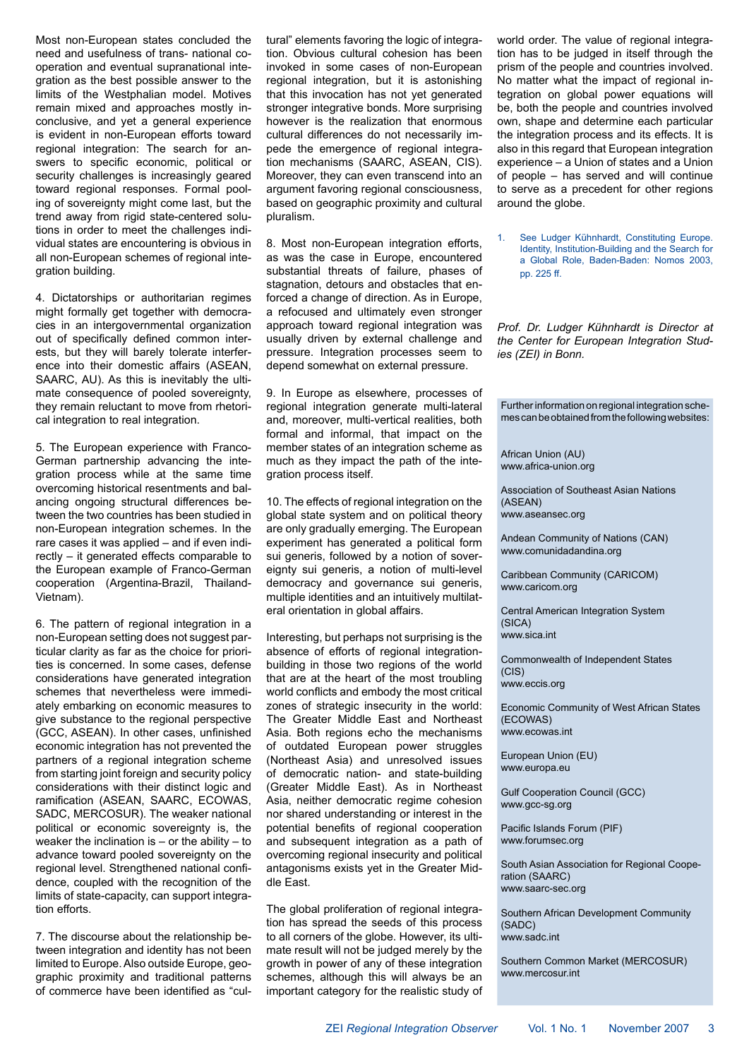Most non-European states concluded the need and usefulness of trans- national cooperation and eventual supranational integration as the best possible answer to the limits of the Westphalian model. Motives remain mixed and approaches mostly inconclusive, and yet a general experience is evident in non-European efforts toward regional integration: The search for answers to specific economic, political or security challenges is increasingly geared toward regional responses. Formal pooling of sovereignty might come last, but the trend away from rigid state-centered solutions in order to meet the challenges individual states are encountering is obvious in all non-European schemes of regional integration building.

4. Dictatorships or authoritarian regimes might formally get together with democracies in an intergovernmental organization out of specifically defined common interests, but they will barely tolerate interference into their domestic affairs (ASEAN, SAARC, AU). As this is inevitably the ultimate consequence of pooled sovereignty, they remain reluctant to move from rhetorical integration to real integration.

5. The European experience with Franco-German partnership advancing the integration process while at the same time overcoming historical resentments and balancing ongoing structural differences between the two countries has been studied in non-European integration schemes. In the rare cases it was applied – and if even indirectly – it generated effects comparable to the European example of Franco-German cooperation (Argentina-Brazil, Thailand-Vietnam).

6. The pattern of regional integration in a non-European setting does not suggest particular clarity as far as the choice for priorities is concerned. In some cases, defense considerations have generated integration schemes that nevertheless were immediately embarking on economic measures to give substance to the regional perspective (GCC, ASEAN). In other cases, unfinished economic integration has not prevented the partners of a regional integration scheme from starting joint foreign and security policy considerations with their distinct logic and ramification (ASEAN, SAARC, ECOWAS, SADC, MERCOSUR). The weaker national political or economic sovereignty is, the weaker the inclination is – or the ability – to advance toward pooled sovereignty on the regional level. Strengthened national confidence, coupled with the recognition of the limits of state-capacity, can support integration efforts.

7. The discourse about the relationship between integration and identity has not been limited to Europe. Also outside Europe, geographic proximity and traditional patterns of commerce have been identified as "cultural" elements favoring the logic of integration. Obvious cultural cohesion has been invoked in some cases of non-European regional integration, but it is astonishing that this invocation has not yet generated stronger integrative bonds. More surprising however is the realization that enormous cultural differences do not necessarily impede the emergence of regional integration mechanisms (SAARC, ASEAN, CIS). Moreover, they can even transcend into an argument favoring regional consciousness, based on geographic proximity and cultural pluralism.

8. Most non-European integration efforts, as was the case in Europe, encountered substantial threats of failure, phases of stagnation, detours and obstacles that enforced a change of direction. As in Europe, a refocused and ultimately even stronger approach toward regional integration was usually driven by external challenge and pressure. Integration processes seem to depend somewhat on external pressure.

9. In Europe as elsewhere, processes of regional integration generate multi-lateral and, moreover, multi-vertical realities, both formal and informal, that impact on the member states of an integration scheme as much as they impact the path of the integration process itself.

10. The effects of regional integration on the global state system and on political theory are only gradually emerging. The European experiment has generated a political form sui generis, followed by a notion of sovereignty sui generis, a notion of multi-level democracy and governance sui generis, multiple identities and an intuitively multilateral orientation in global affairs.

Interesting, but perhaps not surprising is the absence of efforts of regional integration-building in those two regions of the world that are at the heart of the most troubling world conflicts and embody the most critical zones of strategic insecurity in the world: The Greater Middle East and Northeast Asia. Both regions echo the mechanisms of outdated European power struggles (Northeast Asia) and unresolved issues of democratic nation- and state-building (Greater Middle East). As in Northeast Asia, neither democratic regime cohesion nor shared understanding or interest in the potential benefits of regional cooperation and subsequent integration as a path of overcoming regional insecurity and political antagonisms exists yet in the Greater Middle East.

The global proliferation of regional integration has spread the seeds of this process to all corners of the globe. However, its ultimate result will not be judged merely by the growth in power of any of these integration schemes, although this will always be an important category for the realistic study of world order. The value of regional integration has to be judged in itself through the prism of the people and countries involved. No matter what the impact of regional integration on global power equations will be, both the people and countries involved own, shape and determine each particular the integration process and its effects. It is also in this regard that European integration experience – a Union of states and a Union of people – has served and will continue to serve as a precedent for other regions around the globe.

1. See Ludger Kühnhardt, Constituting Europe. Identity, Institution-Building and the Search for a Global Role, Baden-Baden: Nomos 2003, pp. 225 ff.

*Prof. Dr. Ludger Kühnhardt is Director at the Center for European Integration Studies (ZEI) in Bonn.*

Further information on regional integration schemes can be obtained from the following websites:

African Union (AU)
www.africa-union.org

Association of Southeast Asian Nations (ASEAN)
www.aseansec.org

Andean Community of Nations (CAN)
www.comunidadandina.org

Caribbean Community (CARICOM)
www.caricom.org

Central American Integration System (SICA)
www.sica.int

Commonwealth of Independent States (CIS)
www.eccis.org

Economic Community of West African States (ECOWAS)
www.ecowas.int

European Union (EU)
www.europa.eu

Gulf Cooperation Council (GCC)
www.gcc-sg.org

Pacific Islands Forum (PIF)
www.forumsec.org

South Asian Association for Regional Cooperation (SAARC)
www.saarc-sec.org

Southern African Development Community (SADC)
www.sadc.int

Southern Common Market (MERCOSUR)
www.mercosur.int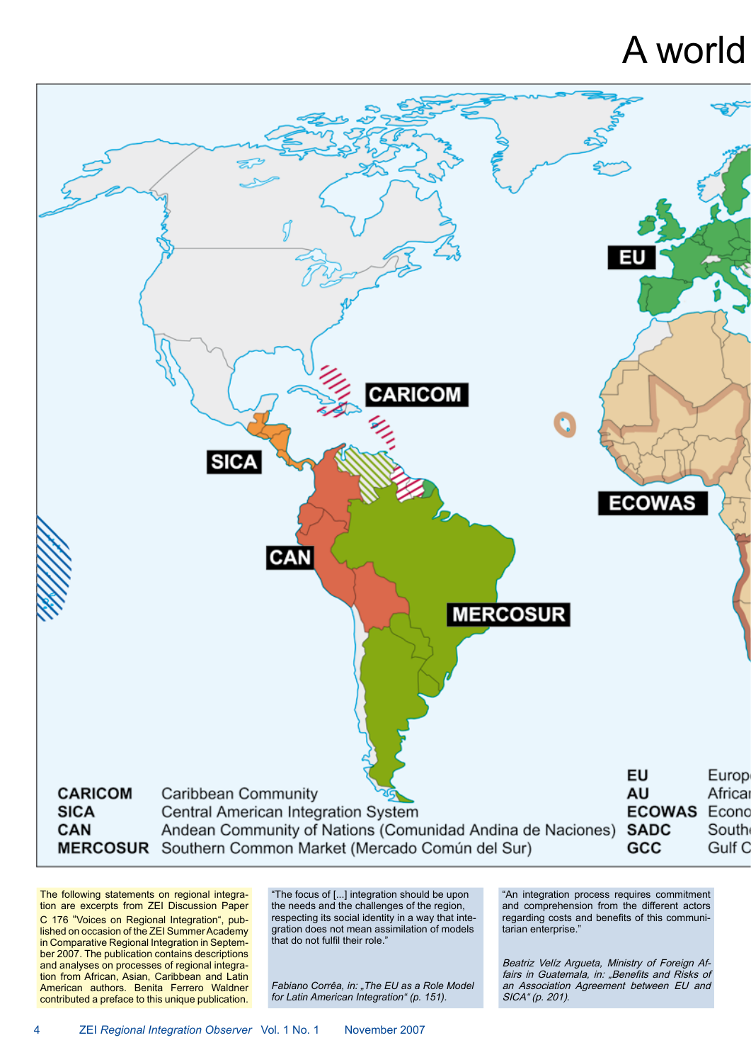# A world

| | |
|---|---|
| **CARICOM** | Caribbean Community |
| **SICA** | Central American Integration System |
| **CAN** | Andean Community of Nations (Comunidad Andina de Naciones) |
| **MERCOSUR** | Southern Common Market (Mercado Común del Sur) |

| | |
|---|---|
| **EU** | Europ |
| **AU** | Africar |
| **ECOWAS** | Econo |
| **SADC** | South |
| **GCC** | Gulf C |

The following statements on regional integration are excerpts from ZEI Discussion Paper C 176 "Voices on Regional Integration", published on occasion of the ZEI Summer Academy in Comparative Regional Integration in September 2007. The publication contains descriptions and analyses on processes of regional integration from African, Asian, Caribbean and Latin American authors. Benita Ferrero Waldner contributed a preface to this unique publication.

"The focus of [...] integration should be upon the needs and the challenges of the region, respecting its social identity in a way that integration does not mean assimilation of models that do not fulfil their role."

*Fabiano Corrêa, in: „The EU as a Role Model for Latin American Integration" (p. 151).*

"An integration process requires commitment and comprehension from the different actors regarding costs and benefits of this communitarian enterprise."

*Beatriz Velíz Argueta, Ministry of Foreign Affairs in Guatemala, in: „Benefits and Risks of an Association Agreement between EU and SICA" (p. 201).*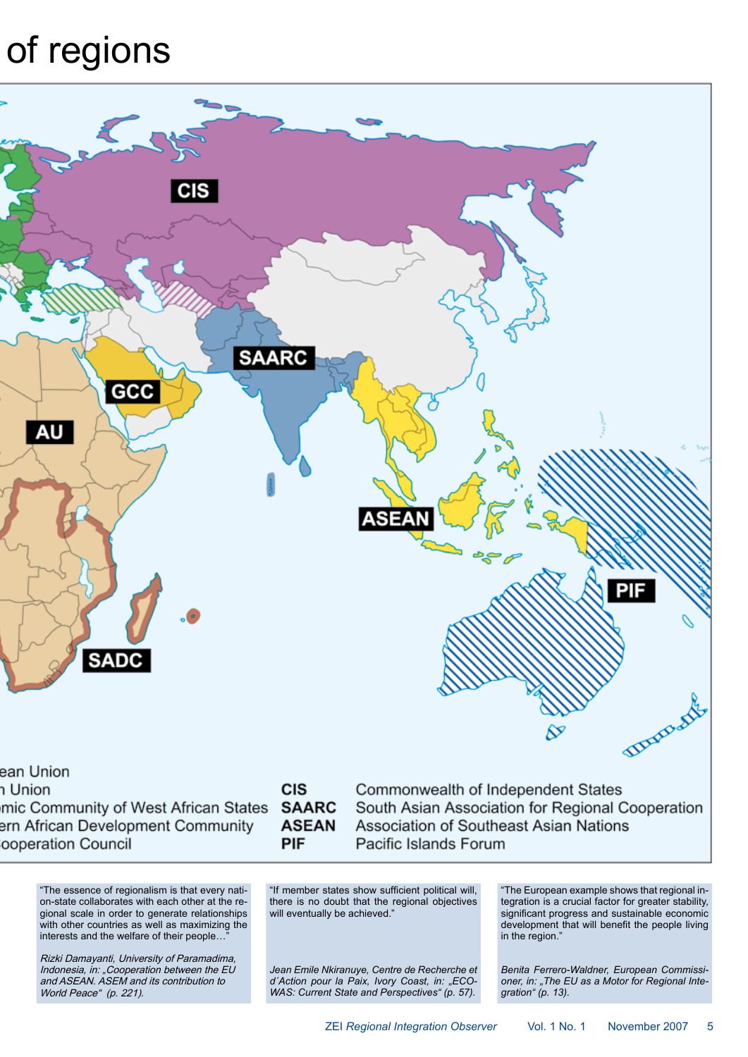# of regions

ean Union
n Union
mic Community of West African States
ern African Development Community
ooperation Council

| | |
|---|---|
| **CIS** | Commonwealth of Independent States |
| **SAARC** | South Asian Association for Regional Cooperation |
| **ASEAN** | Association of Southeast Asian Nations |
| **PIF** | Pacific Islands Forum |

"The essence of regionalism is that every nation-state collaborates with each other at the regional scale in order to generate relationships with other countries as well as maximizing the interests and the welfare of their people…"

*Rizki Damayanti, University of Paramadima, Indonesia, in: „Cooperation between the EU and ASEAN. ASEM and its contribution to World Peace" (p. 221).*

"If member states show sufficient political will, there is no doubt that the regional objectives will eventually be achieved."

*Jean Emile Nkiranuye, Centre de Recherche et d´Action pour la Paix, Ivory Coast, in: „ECOWAS: Current State and Perspectives" (p. 57).*

"The European example shows that regional integration is a crucial factor for greater stability, significant progress and sustainable economic development that will benefit the people living in the region."

*Benita Ferrero-Waldner, European Commissioner, in: „The EU as a Motor for Regional Integration" (p. 13).*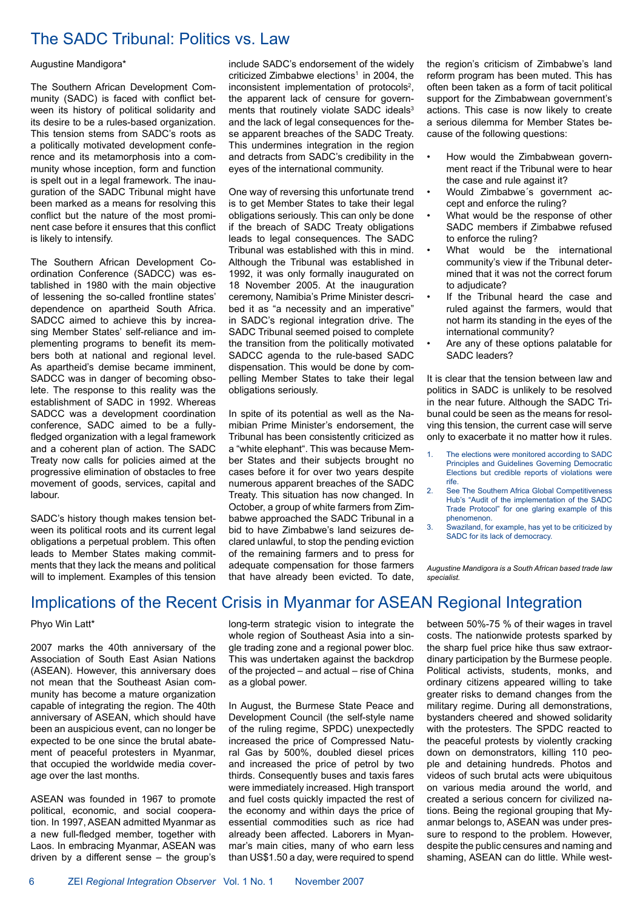# The SADC Tribunal: Politics vs. Law

Augustine Mandigora*

The Southern African Development Community (SADC) is faced with conflict between its history of political solidarity and its desire to be a rules-based organization. This tension stems from SADC's roots as a politically motivated development conference and its metamorphosis into a community whose inception, form and function is spelt out in a legal framework. The inauguration of the SADC Tribunal might have been marked as a means for resolving this conflict but the nature of the most prominent case before it ensures that this conflict is likely to intensify.

The Southern African Development Coordination Conference (SADCC) was established in 1980 with the main objective of lessening the so-called frontline states' dependence on apartheid South Africa. SADCC aimed to achieve this by increasing Member States' self-reliance and implementing programs to benefit its members both at national and regional level. As apartheid's demise became imminent, SADCC was in danger of becoming obsolete. The response to this reality was the establishment of SADC in 1992. Whereas SADCC was a development coordination conference, SADC aimed to be a fully-fledged organization with a legal framework and a coherent plan of action. The SADC Treaty now calls for policies aimed at the progressive elimination of obstacles to free movement of goods, services, capital and labour.

SADC's history though makes tension between its political roots and its current legal obligations a perpetual problem. This often leads to Member States making commitments that they lack the means and political will to implement. Examples of this tension include SADC's endorsement of the widely criticized Zimbabwe elections[1] in 2004, the inconsistent implementation of protocols[2], the apparent lack of censure for governments that routinely violate SADC ideals[3] and the lack of legal consequences for these apparent breaches of the SADC Treaty. This undermines integration in the region and detracts from SADC's credibility in the eyes of the international community.

One way of reversing this unfortunate trend is to get Member States to take their legal obligations seriously. This can only be done if the breach of SADC Treaty obligations leads to legal consequences. The SADC Tribunal was established with this in mind. Although the Tribunal was established in 1992, it was only formally inaugurated on 18 November 2005. At the inauguration ceremony, Namibia's Prime Minister described it as "a necessity and an imperative" in SADC's regional integration drive. The SADC Tribunal seemed poised to complete the transition from the politically motivated SADCC agenda to the rule-based SADC dispensation. This would be done by compelling Member States to take their legal obligations seriously.

In spite of its potential as well as the Namibian Prime Minister's endorsement, the Tribunal has been consistently criticized as a "white elephant". This was because Member States and their subjects brought no cases before it for over two years despite numerous apparent breaches of the SADC Treaty. This situation has now changed. In October, a group of white farmers from Zimbabwe approached the SADC Tribunal in a bid to have Zimbabwe's land seizures declared unlawful, to stop the pending eviction of the remaining farmers and to press for adequate compensation for those farmers that have already been evicted. To date, the region's criticism of Zimbabwe's land reform program has been muted. This has often been taken as a form of tacit political support for the Zimbabwean government's actions. This case is now likely to create a serious dilemma for Member States because of the following questions:

- How would the Zimbabwean government react if the Tribunal were to hear the case and rule against it?
- Would Zimbabwe´s government accept and enforce the ruling?
- What would be the response of other SADC members if Zimbabwe refused to enforce the ruling?
- What would be the international community's view if the Tribunal determined that it was not the correct forum to adjudicate?
- If the Tribunal heard the case and ruled against the farmers, would that not harm its standing in the eyes of the international community?
- Are any of these options palatable for SADC leaders?

It is clear that the tension between law and politics in SADC is unlikely to be resolved in the near future. Although the SADC Tribunal could be seen as the means for resolving this tension, the current case will serve only to exacerbate it no matter how it rules.

1. The elections were monitored according to SADC Principles and Guidelines Governing Democratic Elections but credible reports of violations were rife.
2. See The Southern Africa Global Competitiveness Hub's "Audit of the implementation of the SADC Trade Protocol" for one glaring example of this phenomenon.
3. Swaziland, for example, has yet to be criticized by SADC for its lack of democracy.

*Augustine Mandigora is a South African based trade law specialist.*

# Implications of the Recent Crisis in Myanmar for ASEAN Regional Integration

Phyo Win Latt*

2007 marks the 40th anniversary of the Association of South East Asian Nations (ASEAN). However, this anniversary does not mean that the Southeast Asian community has become a mature organization capable of integrating the region. The 40th anniversary of ASEAN, which should have been an auspicious event, can no longer be expected to be one since the brutal abatement of peaceful protesters in Myanmar, that occupied the worldwide media coverage over the last months.

ASEAN was founded in 1967 to promote political, economic, and social cooperation. In 1997, ASEAN admitted Myanmar as a new full-fledged member, together with Laos. In embracing Myanmar, ASEAN was driven by a different sense – the group's long-term strategic vision to integrate the whole region of Southeast Asia into a single trading zone and a regional power bloc. This was undertaken against the backdrop of the projected – and actual – rise of China as a global power.

In August, the Burmese State Peace and Development Council (the self-style name of the ruling regime, SPDC) unexpectedly increased the price of Compressed Natural Gas by 500%, doubled diesel prices and increased the price of petrol by two thirds. Consequently buses and taxis fares were immediately increased. High transport and fuel costs quickly impacted the rest of the economy and within days the price of essential commodities such as rice had already been affected. Laborers in Myanmar's main cities, many of who earn less than US$1.50 a day, were required to spend between 50%-75 % of their wages in travel costs. The nationwide protests sparked by the sharp fuel price hike thus saw extraordinary participation by the Burmese people. Political activists, students, monks, and ordinary citizens appeared willing to take greater risks to demand changes from the military regime. During all demonstrations, bystanders cheered and showed solidarity with the protesters. The SPDC reacted to the peaceful protests by violently cracking down on demonstrators, killing 110 people and detaining hundreds. Photos and videos of such brutal acts were ubiquitous on various media around the world, and created a serious concern for civilized nations. Being the regional grouping that Myanmar belongs to, ASEAN was under pressure to respond to the problem. However, despite the public censures and naming and shaming, ASEAN can do little. While west-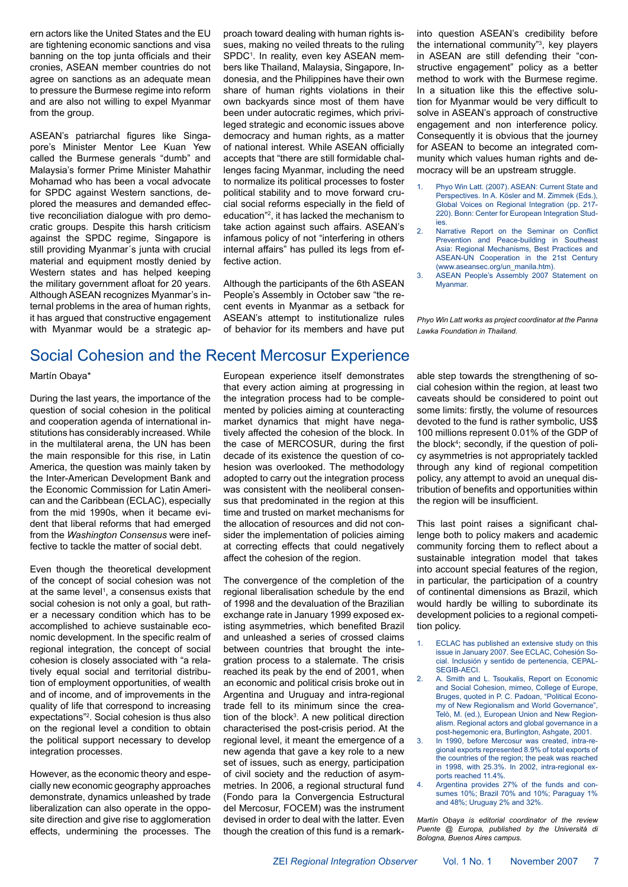ern actors like the United States and the EU are tightening economic sanctions and visa banning on the top junta officials and their cronies, ASEAN member countries do not agree on sanctions as an adequate mean to pressure the Burmese regime into reform and are also not willing to expel Myanmar from the group.

ASEAN's patriarchal figures like Singapore's Minister Mentor Lee Kuan Yew called the Burmese generals "dumb" and Malaysia's former Prime Minister Mahathir Mohamad who has been a vocal advocate for SPDC against Western sanctions, deplored the measures and demanded effective reconciliation dialogue with pro democratic groups. Despite this harsh criticism against the SPDC regime, Singapore is still providing Myanmar´s junta with crucial material and equipment mostly denied by Western states and has helped keeping the military government afloat for 20 years. Although ASEAN recognizes Myanmar's internal problems in the area of human rights, it has argued that constructive engagement with Myanmar would be a strategic approach toward dealing with human rights issues, making no veiled threats to the ruling SPDC[1]. In reality, even key ASEAN members like Thailand, Malaysia, Singapore, Indonesia, and the Philippines have their own share of human rights violations in their own backyards since most of them have been under autocratic regimes, which privileged strategic and economic issues above democracy and human rights, as a matter of national interest. While ASEAN officially accepts that "there are still formidable challenges facing Myanmar, including the need to normalize its political processes to foster political stability and to move forward crucial social reforms especially in the field of education"[2], it has lacked the mechanism to take action against such affairs. ASEAN's infamous policy of not "interfering in others internal affairs" has pulled its legs from effective action.

Although the participants of the 6th ASEAN People's Assembly in October saw "the recent events in Myanmar as a setback for ASEAN's attempt to institutionalize rules of behavior for its members and have put into question ASEAN's credibility before the international community"[3], key players in ASEAN are still defending their "constructive engagement" policy as a better method to work with the Burmese regime. In a situation like this the effective solution for Myanmar would be very difficult to solve in ASEAN's approach of constructive engagement and non interference policy. Consequently it is obvious that the journey for ASEAN to become an integrated community which values human rights and democracy will be an upstream struggle.

1. Phyo Win Latt. (2007). ASEAN: Current State and Perspectives. In A. Kösler and M. Zimmek (Eds.), Global Voices on Regional Integration (pp. 217-220). Bonn: Center for European Integration Studies.
2. Narrative Report on the Seminar on Conflict Prevention and Peace-building in Southeast Asia: Regional Mechanisms, Best Practices and ASEAN-UN Cooperation in the 21st Century (www.aseansec.org/un_manila.htm).
3. ASEAN People's Assembly 2007 Statement on Myanmar.

*Phyo Win Latt works as project coordinator at the Panna Lawka Foundation in Thailand.*

# Social Cohesion and the Recent Mercosur Experience

Martín Obaya*

During the last years, the importance of the question of social cohesion in the political and cooperation agenda of international institutions has considerably increased. While in the multilateral arena, the UN has been the main responsible for this rise, in Latin America, the question was mainly taken by the Inter-American Development Bank and the Economic Commission for Latin American and the Caribbean (ECLAC), especially from the mid 1990s, when it became evident that liberal reforms that had emerged from the *Washington Consensus* were ineffective to tackle the matter of social debt.

Even though the theoretical development of the concept of social cohesion was not at the same level[1], a consensus exists that social cohesion is not only a goal, but rather a necessary condition which has to be accomplished to achieve sustainable economic development. In the specific realm of regional integration, the concept of social cohesion is closely associated with "a relatively equal social and territorial distribution of employment opportunities, of wealth and of income, and of improvements in the quality of life that correspond to increasing expectations"[2]. Social cohesion is thus also on the regional level a condition to obtain the political support necessary to develop integration processes.

However, as the economic theory and especially new economic geography approaches demonstrate, dynamics unleashed by trade liberalization can also operate in the opposite direction and give rise to agglomeration effects, undermining the processes. The European experience itself demonstrates that every action aiming at progressing in the integration process had to be complemented by policies aiming at counteracting market dynamics that might have negatively affected the cohesion of the block. In the case of MERCOSUR, during the first decade of its existence the question of cohesion was overlooked. The methodology adopted to carry out the integration process was consistent with the neoliberal consensus that predominated in the region at this time and trusted on market mechanisms for the allocation of resources and did not consider the implementation of policies aiming at correcting effects that could negatively affect the cohesion of the region.

The convergence of the completion of the regional liberalisation schedule by the end of 1998 and the devaluation of the Brazilian exchange rate in January 1999 exposed existing asymmetries, which benefited Brazil and unleashed a series of crossed claims between countries that brought the integration process to a stalemate. The crisis reached its peak by the end of 2001, when an economic and political crisis broke out in Argentina and Uruguay and intra-regional trade fell to its minimum since the creation of the block[3]. A new political direction characterised the post-crisis period. At the regional level, it meant the emergence of a new agenda that gave a key role to a new set of issues, such as energy, participation of civil society and the reduction of asymmetries. In 2006, a regional structural fund (Fondo para la Convergencia Estructural del Mercosur, FOCEM) was the instrument devised in order to deal with the latter. Even though the creation of this fund is a remarkable step towards the strengthening of social cohesion within the region, at least two caveats should be considered to point out some limits: firstly, the volume of resources devoted to the fund is rather symbolic, US$ 100 millions represent 0.01% of the GDP of the block[4]; secondly, if the question of policy asymmetries is not appropriately tackled through any kind of regional competition policy, any attempt to avoid an unequal distribution of benefits and opportunities within the region will be insufficient.

This last point raises a significant challenge both to policy makers and academic community forcing them to reflect about a sustainable integration model that takes into account special features of the region, in particular, the participation of a country of continental dimensions as Brazil, which would hardly be willing to subordinate its development policies to a regional competition policy.

1. ECLAC has published an extensive study on this issue in January 2007. See ECLAC, Cohesión Social. Inclusión y sentido de pertenencia, CEPAL-SEGIB-AECI.
2. A. Smith and L. Tsoukalis, Report on Economic and Social Cohesion, mimeo, College of Europe, Bruges, quoted in P. C. Padoan, "Political Economy of New Regionalism and World Governance", Telò, M. (ed.), European Union and New Regionalism. Regional actors and global governance in a post-hegemonic era, Burlington, Ashgate, 2001.
3. In 1990, before Mercosur was created, intra-regional exports represented 8.9% of total exports of the countries of the region; the peak was reached in 1998, with 25.3%. In 2002, intra-regional exports reached 11.4%.
4. Argentina provides 27% of the funds and consumes 10%; Brazil 70% and 10%; Paraguay 1% and 48%; Uruguay 2% and 32%.

*Martín Obaya is editorial coordinator of the review Puente @ Europa, published by the Università di Bologna, Buenos Aires campus.*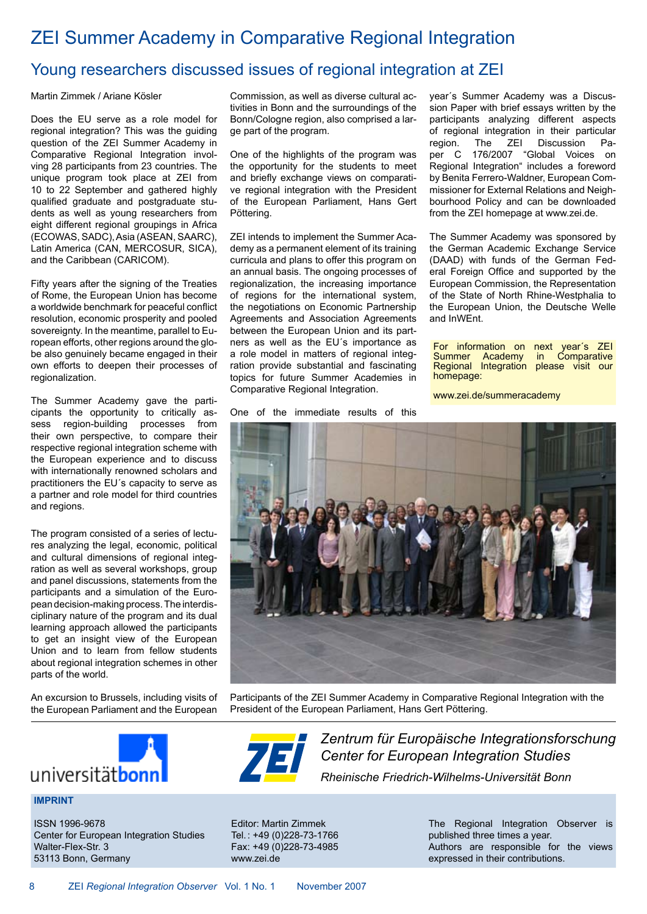# ZEI Summer Academy in Comparative Regional Integration

## Young researchers discussed issues of regional integration at ZEI

Martin Zimmek / Ariane Kösler

Does the EU serve as a role model for regional integration? This was the guiding question of the ZEI Summer Academy in Comparative Regional Integration involving 28 participants from 23 countries. The unique program took place at ZEI from 10 to 22 September and gathered highly qualified graduate and postgraduate students as well as young researchers from eight different regional groupings in Africa (ECOWAS, SADC), Asia (ASEAN, SAARC), Latin America (CAN, MERCOSUR, SICA), and the Caribbean (CARICOM).

Fifty years after the signing of the Treaties of Rome, the European Union has become a worldwide benchmark for peaceful conflict resolution, economic prosperity and pooled sovereignty. In the meantime, parallel to European efforts, other regions around the globe also genuinely became engaged in their own efforts to deepen their processes of regionalization.

The Summer Academy gave the participants the opportunity to critically assess region-building processes from their own perspective, to compare their respective regional integration scheme with the European experience and to discuss with internationally renowned scholars and practitioners the EU´s capacity to serve as a partner and role model for third countries and regions.

The program consisted of a series of lectures analyzing the legal, economic, political and cultural dimensions of regional integration as well as several workshops, group and panel discussions, statements from the participants and a simulation of the European decision-making process. The interdisciplinary nature of the program and its dual learning approach allowed the participants to get an insight view of the European Union and to learn from fellow students about regional integration schemes in other parts of the world.

An excursion to Brussels, including visits of the European Parliament and the European Commission, as well as diverse cultural activities in Bonn and the surroundings of the Bonn/Cologne region, also comprised a large part of the program.

One of the highlights of the program was the opportunity for the students to meet and briefly exchange views on comparative regional integration with the President of the European Parliament, Hans Gert Pöttering.

ZEI intends to implement the Summer Academy as a permanent element of its training curricula and plans to offer this program on an annual basis. The ongoing processes of regionalization, the increasing importance of regions for the international system, the negotiations on Economic Partnership Agreements and Association Agreements between the European Union and its partners as well as the EU´s importance as a role model in matters of regional integration provide substantial and fascinating topics for future Summer Academies in Comparative Regional Integration.

One of the immediate results of this year´s Summer Academy was a Discussion Paper with brief essays written by the participants analyzing different aspects of regional integration in their particular region. The ZEI Discussion Paper C 176/2007 "Global Voices on Regional Integration" includes a foreword by Benita Ferrero-Waldner, European Commissioner for External Relations and Neighbourhood Policy and can be downloaded from the ZEI homepage at www.zei.de.

The Summer Academy was sponsored by the German Academic Exchange Service (DAAD) with funds of the German Federal Foreign Office and supported by the European Commission, the Representation of the State of North Rhine-Westphalia to the European Union, the Deutsche Welle and InWEnt.

For information on next year´s ZEI Summer Academy in Comparative Regional Integration please visit our homepage:

www.zei.de/summeracademy

Participants of the ZEI Summer Academy in Comparative Regional Integration with the President of the European Parliament, Hans Gert Pöttering.

universitätbonn

*Zentrum für Europäische Integrationsforschung*
*Center for European Integration Studies*
*Rheinische Friedrich-Wilhelms-Universität Bonn*

**IMPRINT**

ISSN 1996-9678
Center for European Integration Studies
Walter-Flex-Str. 3
53113 Bonn, Germany

Editor: Martin Zimmek
Tel.: +49 (0)228-73-1766
Fax: +49 (0)228-73-4985
www.zei.de

The Regional Integration Observer is published three times a year.
Authors are responsible for the views expressed in their contributions.